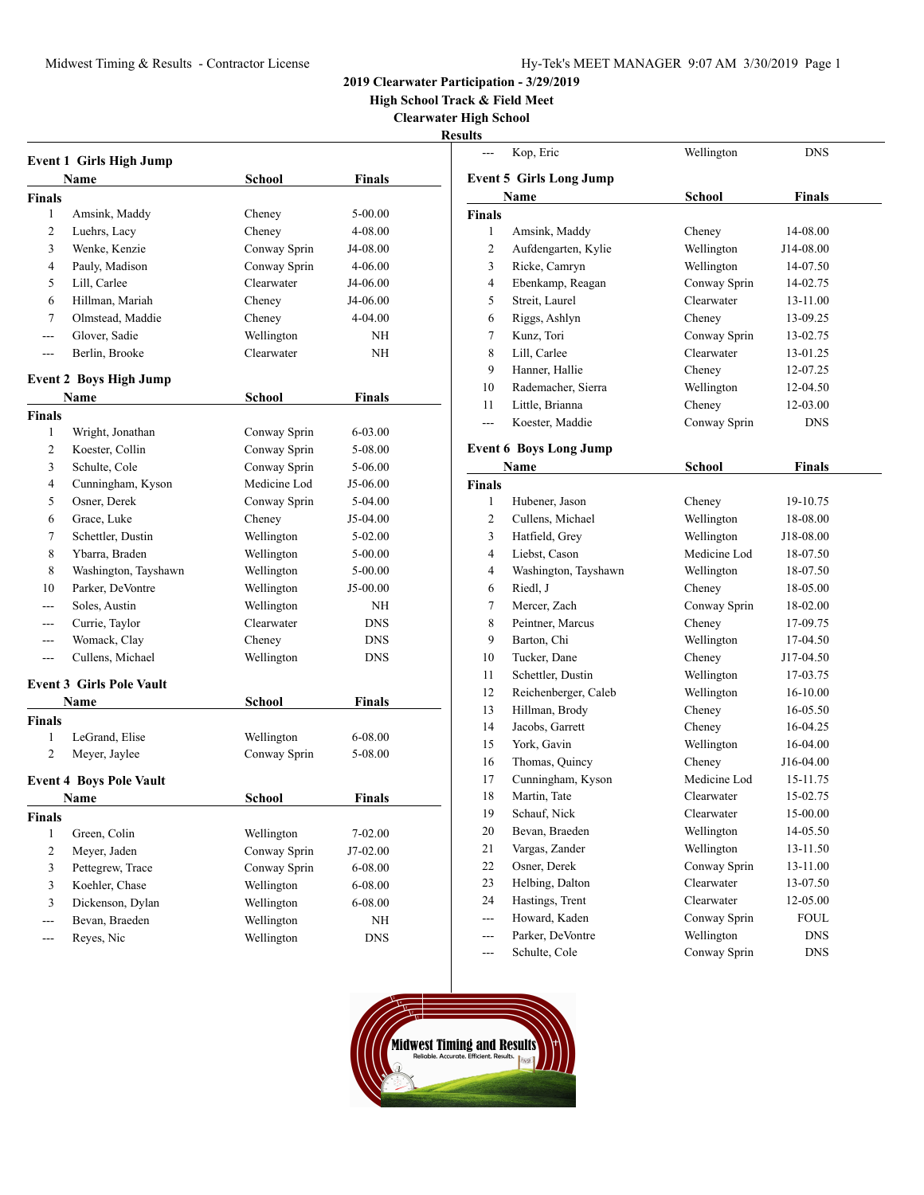# 2019 Clearwater Participation - 3/29/2019

## High School Track & Field Meet

## Clearwater High School

## Results

### Event 1 Girls High Jump

| | Name | School | Finals |
|---|---|---|---|
| **Finals** | | | |
| 1 | Amsink, Maddy | Cheney | 5-00.00 |
| 2 | Luehrs, Lacy | Cheney | 4-08.00 |
| 3 | Wenke, Kenzie | Conway Sprin | J4-08.00 |
| 4 | Pauly, Madison | Conway Sprin | 4-06.00 |
| 5 | Lill, Carlee | Clearwater | J4-06.00 |
| 6 | Hillman, Mariah | Cheney | J4-06.00 |
| 7 | Olmstead, Maddie | Cheney | 4-04.00 |
| --- | Glover, Sadie | Wellington | NH |
| --- | Berlin, Brooke | Clearwater | NH |

### Event 2 Boys High Jump

| | Name | School | Finals |
|---|---|---|---|
| **Finals** | | | |
| 1 | Wright, Jonathan | Conway Sprin | 6-03.00 |
| 2 | Koester, Collin | Conway Sprin | 5-08.00 |
| 3 | Schulte, Cole | Conway Sprin | 5-06.00 |
| 4 | Cunningham, Kyson | Medicine Lod | J5-06.00 |
| 5 | Osner, Derek | Conway Sprin | 5-04.00 |
| 6 | Grace, Luke | Cheney | J5-04.00 |
| 7 | Schettler, Dustin | Wellington | 5-02.00 |
| 8 | Ybarra, Braden | Wellington | 5-00.00 |
| 8 | Washington, Tayshawn | Wellington | 5-00.00 |
| 10 | Parker, DeVontre | Wellington | J5-00.00 |
| --- | Soles, Austin | Wellington | NH |
| --- | Currie, Taylor | Clearwater | DNS |
| --- | Womack, Clay | Cheney | DNS |
| --- | Cullens, Michael | Wellington | DNS |

### Event 3 Girls Pole Vault

| | Name | School | Finals |
|---|---|---|---|
| **Finals** | | | |
| 1 | LeGrand, Elise | Wellington | 6-08.00 |
| 2 | Meyer, Jaylee | Conway Sprin | 5-08.00 |

### Event 4 Boys Pole Vault

| | Name | School | Finals |
|---|---|---|---|
| **Finals** | | | |
| 1 | Green, Colin | Wellington | 7-02.00 |
| 2 | Meyer, Jaden | Conway Sprin | J7-02.00 |
| 3 | Pettegrew, Trace | Conway Sprin | 6-08.00 |
| 3 | Koehler, Chase | Wellington | 6-08.00 |
| 3 | Dickenson, Dylan | Wellington | 6-08.00 |
| --- | Bevan, Braeden | Wellington | NH |
| --- | Reyes, Nic | Wellington | DNS |
| --- | Kop, Eric | Wellington | DNS |

### Event 5 Girls Long Jump

| | Name | School | Finals |
|---|---|---|---|
| **Finals** | | | |
| 1 | Amsink, Maddy | Cheney | 14-08.00 |
| 2 | Aufdengarten, Kylie | Wellington | J14-08.00 |
| 3 | Ricke, Camryn | Wellington | 14-07.50 |
| 4 | Ebenkamp, Reagan | Conway Sprin | 14-02.75 |
| 5 | Streit, Laurel | Clearwater | 13-11.00 |
| 6 | Riggs, Ashlyn | Cheney | 13-09.25 |
| 7 | Kunz, Tori | Conway Sprin | 13-02.75 |
| 8 | Lill, Carlee | Clearwater | 13-01.25 |
| 9 | Hanner, Hallie | Cheney | 12-07.25 |
| 10 | Rademacher, Sierra | Wellington | 12-04.50 |
| 11 | Little, Brianna | Cheney | 12-03.00 |
| --- | Koester, Maddie | Conway Sprin | DNS |

### Event 6 Boys Long Jump

| | Name | School | Finals |
|---|---|---|---|
| **Finals** | | | |
| 1 | Hubener, Jason | Cheney | 19-10.75 |
| 2 | Cullens, Michael | Wellington | 18-08.00 |
| 3 | Hatfield, Grey | Wellington | J18-08.00 |
| 4 | Liebst, Cason | Medicine Lod | 18-07.50 |
| 4 | Washington, Tayshawn | Wellington | 18-07.50 |
| 6 | Riedl, J | Cheney | 18-05.00 |
| 7 | Mercer, Zach | Conway Sprin | 18-02.00 |
| 8 | Peintner, Marcus | Cheney | 17-09.75 |
| 9 | Barton, Chi | Wellington | 17-04.50 |
| 10 | Tucker, Dane | Cheney | J17-04.50 |
| 11 | Schettler, Dustin | Wellington | 17-03.75 |
| 12 | Reichenberger, Caleb | Wellington | 16-10.00 |
| 13 | Hillman, Brody | Cheney | 16-05.50 |
| 14 | Jacobs, Garrett | Cheney | 16-04.25 |
| 15 | York, Gavin | Wellington | 16-04.00 |
| 16 | Thomas, Quincy | Cheney | J16-04.00 |
| 17 | Cunningham, Kyson | Medicine Lod | 15-11.75 |
| 18 | Martin, Tate | Clearwater | 15-02.75 |
| 19 | Schauf, Nick | Clearwater | 15-00.00 |
| 20 | Bevan, Braeden | Wellington | 14-05.50 |
| 21 | Vargas, Zander | Wellington | 13-11.50 |
| 22 | Osner, Derek | Conway Sprin | 13-11.00 |
| 23 | Helbing, Dalton | Clearwater | 13-07.50 |
| 24 | Hastings, Trent | Clearwater | 12-05.00 |
| --- | Howard, Kaden | Conway Sprin | FOUL |
| --- | Parker, DeVontre | Wellington | DNS |
| --- | Schulte, Cole | Conway Sprin | DNS |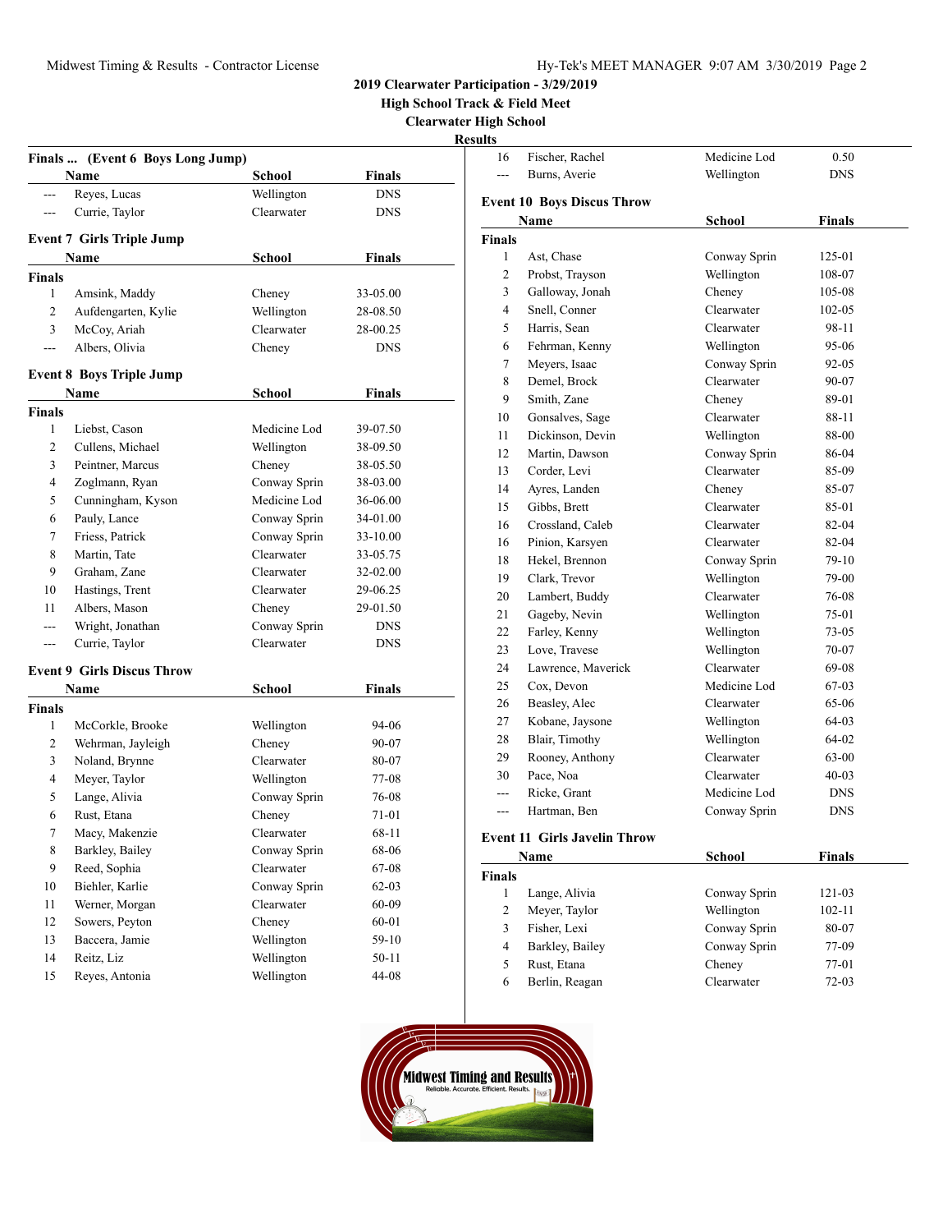## 2019 Clearwater Participation - 3/29/2019
## High School Track & Field Meet
## Clearwater High School
### Results

**Finals ... (Event 6 Boys Long Jump)**

| | Name | School | Finals |
|---|---|---|---|
| --- | Reyes, Lucas | Wellington | DNS |
| --- | Currie, Taylor | Clearwater | DNS |

**Event 7 Girls Triple Jump**

| | Name | School | Finals |
|---|---|---|---|
| **Finals** | | | |
| 1 | Amsink, Maddy | Cheney | 33-05.00 |
| 2 | Aufdengarten, Kylie | Wellington | 28-08.50 |
| 3 | McCoy, Ariah | Clearwater | 28-00.25 |
| --- | Albers, Olivia | Cheney | DNS |

**Event 8 Boys Triple Jump**

| | Name | School | Finals |
|---|---|---|---|
| **Finals** | | | |
| 1 | Liebst, Cason | Medicine Lod | 39-07.50 |
| 2 | Cullens, Michael | Wellington | 38-09.50 |
| 3 | Peintner, Marcus | Cheney | 38-05.50 |
| 4 | Zoglmann, Ryan | Conway Sprin | 38-03.00 |
| 5 | Cunningham, Kyson | Medicine Lod | 36-06.00 |
| 6 | Pauly, Lance | Conway Sprin | 34-01.00 |
| 7 | Friess, Patrick | Conway Sprin | 33-10.00 |
| 8 | Martin, Tate | Clearwater | 33-05.75 |
| 9 | Graham, Zane | Clearwater | 32-02.00 |
| 10 | Hastings, Trent | Clearwater | 29-06.25 |
| 11 | Albers, Mason | Cheney | 29-01.50 |
| --- | Wright, Jonathan | Conway Sprin | DNS |
| --- | Currie, Taylor | Clearwater | DNS |

**Event 9 Girls Discus Throw**

| | Name | School | Finals |
|---|---|---|---|
| **Finals** | | | |
| 1 | McCorkle, Brooke | Wellington | 94-06 |
| 2 | Wehrman, Jayleigh | Cheney | 90-07 |
| 3 | Noland, Brynne | Clearwater | 80-07 |
| 4 | Meyer, Taylor | Wellington | 77-08 |
| 5 | Lange, Alivia | Conway Sprin | 76-08 |
| 6 | Rust, Etana | Cheney | 71-01 |
| 7 | Macy, Makenzie | Clearwater | 68-11 |
| 8 | Barkley, Bailey | Conway Sprin | 68-06 |
| 9 | Reed, Sophia | Clearwater | 67-08 |
| 10 | Biehler, Karlie | Conway Sprin | 62-03 |
| 11 | Werner, Morgan | Clearwater | 60-09 |
| 12 | Sowers, Peyton | Cheney | 60-01 |
| 13 | Baccera, Jamie | Wellington | 59-10 |
| 14 | Reitz, Liz | Wellington | 50-11 |
| 15 | Reyes, Antonia | Wellington | 44-08 |
| 16 | Fischer, Rachel | Medicine Lod | 0.50 |
| --- | Burns, Averie | Wellington | DNS |

**Event 10 Boys Discus Throw**

| | Name | School | Finals |
|---|---|---|---|
| **Finals** | | | |
| 1 | Ast, Chase | Conway Sprin | 125-01 |
| 2 | Probst, Trayson | Wellington | 108-07 |
| 3 | Galloway, Jonah | Cheney | 105-08 |
| 4 | Snell, Conner | Clearwater | 102-05 |
| 5 | Harris, Sean | Clearwater | 98-11 |
| 6 | Fehrman, Kenny | Wellington | 95-06 |
| 7 | Meyers, Isaac | Conway Sprin | 92-05 |
| 8 | Demel, Brock | Clearwater | 90-07 |
| 9 | Smith, Zane | Cheney | 89-01 |
| 10 | Gonsalves, Sage | Clearwater | 88-11 |
| 11 | Dickinson, Devin | Wellington | 88-00 |
| 12 | Martin, Dawson | Conway Sprin | 86-04 |
| 13 | Corder, Levi | Clearwater | 85-09 |
| 14 | Ayres, Landen | Cheney | 85-07 |
| 15 | Gibbs, Brett | Clearwater | 85-01 |
| 16 | Crossland, Caleb | Clearwater | 82-04 |
| 16 | Pinion, Karsyen | Clearwater | 82-04 |
| 18 | Hekel, Brennon | Conway Sprin | 79-10 |
| 19 | Clark, Trevor | Wellington | 79-00 |
| 20 | Lambert, Buddy | Clearwater | 76-08 |
| 21 | Gageby, Nevin | Wellington | 75-01 |
| 22 | Farley, Kenny | Wellington | 73-05 |
| 23 | Love, Travese | Wellington | 70-07 |
| 24 | Lawrence, Maverick | Clearwater | 69-08 |
| 25 | Cox, Devon | Medicine Lod | 67-03 |
| 26 | Beasley, Alec | Clearwater | 65-06 |
| 27 | Kobane, Jaysone | Wellington | 64-03 |
| 28 | Blair, Timothy | Wellington | 64-02 |
| 29 | Rooney, Anthony | Clearwater | 63-00 |
| 30 | Pace, Noa | Clearwater | 40-03 |
| --- | Ricke, Grant | Medicine Lod | DNS |
| --- | Hartman, Ben | Conway Sprin | DNS |

**Event 11 Girls Javelin Throw**

| | Name | School | Finals |
|---|---|---|---|
| **Finals** | | | |
| 1 | Lange, Alivia | Conway Sprin | 121-03 |
| 2 | Meyer, Taylor | Wellington | 102-11 |
| 3 | Fisher, Lexi | Conway Sprin | 80-07 |
| 4 | Barkley, Bailey | Conway Sprin | 77-09 |
| 5 | Rust, Etana | Cheney | 77-01 |
| 6 | Berlin, Reagan | Clearwater | 72-03 |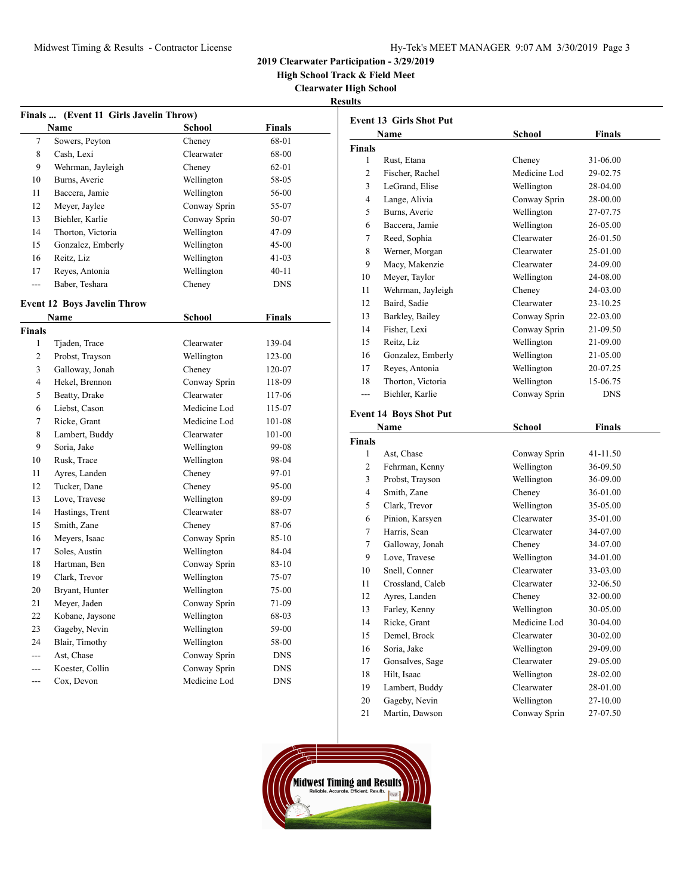## 2019 Clearwater Participation - 3/29/2019

### High School Track & Field Meet

### Clearwater High School

### Results

**Finals ... (Event 11 Girls Javelin Throw)**

| | Name | School | Finals |
|---|---|---|---|
| 7 | Sowers, Peyton | Cheney | 68-01 |
| 8 | Cash, Lexi | Clearwater | 68-00 |
| 9 | Wehrman, Jayleigh | Cheney | 62-01 |
| 10 | Burns, Averie | Wellington | 58-05 |
| 11 | Baccera, Jamie | Wellington | 56-00 |
| 12 | Meyer, Jaylee | Conway Sprin | 55-07 |
| 13 | Biehler, Karlie | Conway Sprin | 50-07 |
| 14 | Thorton, Victoria | Wellington | 47-09 |
| 15 | Gonzalez, Emberly | Wellington | 45-00 |
| 16 | Reitz, Liz | Wellington | 41-03 |
| 17 | Reyes, Antonia | Wellington | 40-11 |
| --- | Baber, Teshara | Cheney | DNS |

**Event 12 Boys Javelin Throw**

| | Name | School | Finals |
|---|---|---|---|
| **Finals** | | | |
| 1 | Tjaden, Trace | Clearwater | 139-04 |
| 2 | Probst, Trayson | Wellington | 123-00 |
| 3 | Galloway, Jonah | Cheney | 120-07 |
| 4 | Hekel, Brennon | Conway Sprin | 118-09 |
| 5 | Beatty, Drake | Clearwater | 117-06 |
| 6 | Liebst, Cason | Medicine Lod | 115-07 |
| 7 | Ricke, Grant | Medicine Lod | 101-08 |
| 8 | Lambert, Buddy | Clearwater | 101-00 |
| 9 | Soria, Jake | Wellington | 99-08 |
| 10 | Rusk, Trace | Wellington | 98-04 |
| 11 | Ayres, Landen | Cheney | 97-01 |
| 12 | Tucker, Dane | Cheney | 95-00 |
| 13 | Love, Travese | Wellington | 89-09 |
| 14 | Hastings, Trent | Clearwater | 88-07 |
| 15 | Smith, Zane | Cheney | 87-06 |
| 16 | Meyers, Isaac | Conway Sprin | 85-10 |
| 17 | Soles, Austin | Wellington | 84-04 |
| 18 | Hartman, Ben | Conway Sprin | 83-10 |
| 19 | Clark, Trevor | Wellington | 75-07 |
| 20 | Bryant, Hunter | Wellington | 75-00 |
| 21 | Meyer, Jaden | Conway Sprin | 71-09 |
| 22 | Kobane, Jaysone | Wellington | 68-03 |
| 23 | Gageby, Nevin | Wellington | 59-00 |
| 24 | Blair, Timothy | Wellington | 58-00 |
| --- | Ast, Chase | Conway Sprin | DNS |
| --- | Koester, Collin | Conway Sprin | DNS |
| --- | Cox, Devon | Medicine Lod | DNS |

**Event 13 Girls Shot Put**

| | Name | School | Finals |
|---|---|---|---|
| **Finals** | | | |
| 1 | Rust, Etana | Cheney | 31-06.00 |
| 2 | Fischer, Rachel | Medicine Lod | 29-02.75 |
| 3 | LeGrand, Elise | Wellington | 28-04.00 |
| 4 | Lange, Alivia | Conway Sprin | 28-00.00 |
| 5 | Burns, Averie | Wellington | 27-07.75 |
| 6 | Baccera, Jamie | Wellington | 26-05.00 |
| 7 | Reed, Sophia | Clearwater | 26-01.50 |
| 8 | Werner, Morgan | Clearwater | 25-01.00 |
| 9 | Macy, Makenzie | Clearwater | 24-09.00 |
| 10 | Meyer, Taylor | Wellington | 24-08.00 |
| 11 | Wehrman, Jayleigh | Cheney | 24-03.00 |
| 12 | Baird, Sadie | Clearwater | 23-10.25 |
| 13 | Barkley, Bailey | Conway Sprin | 22-03.00 |
| 14 | Fisher, Lexi | Conway Sprin | 21-09.50 |
| 15 | Reitz, Liz | Wellington | 21-09.00 |
| 16 | Gonzalez, Emberly | Wellington | 21-05.00 |
| 17 | Reyes, Antonia | Wellington | 20-07.25 |
| 18 | Thorton, Victoria | Wellington | 15-06.75 |
| --- | Biehler, Karlie | Conway Sprin | DNS |

**Event 14 Boys Shot Put**

| | Name | School | Finals |
|---|---|---|---|
| **Finals** | | | |
| 1 | Ast, Chase | Conway Sprin | 41-11.50 |
| 2 | Fehrman, Kenny | Wellington | 36-09.50 |
| 3 | Probst, Trayson | Wellington | 36-09.00 |
| 4 | Smith, Zane | Cheney | 36-01.00 |
| 5 | Clark, Trevor | Wellington | 35-05.00 |
| 6 | Pinion, Karsyen | Clearwater | 35-01.00 |
| 7 | Harris, Sean | Clearwater | 34-07.00 |
| 7 | Galloway, Jonah | Cheney | 34-07.00 |
| 9 | Love, Travese | Wellington | 34-01.00 |
| 10 | Snell, Conner | Clearwater | 33-03.00 |
| 11 | Crossland, Caleb | Clearwater | 32-06.50 |
| 12 | Ayres, Landen | Cheney | 32-00.00 |
| 13 | Farley, Kenny | Wellington | 30-05.00 |
| 14 | Ricke, Grant | Medicine Lod | 30-04.00 |
| 15 | Demel, Brock | Clearwater | 30-02.00 |
| 16 | Soria, Jake | Wellington | 29-09.00 |
| 17 | Gonsalves, Sage | Clearwater | 29-05.00 |
| 18 | Hilt, Isaac | Wellington | 28-02.00 |
| 19 | Lambert, Buddy | Clearwater | 28-01.00 |
| 20 | Gageby, Nevin | Wellington | 27-10.00 |
| 21 | Martin, Dawson | Conway Sprin | 27-07.50 |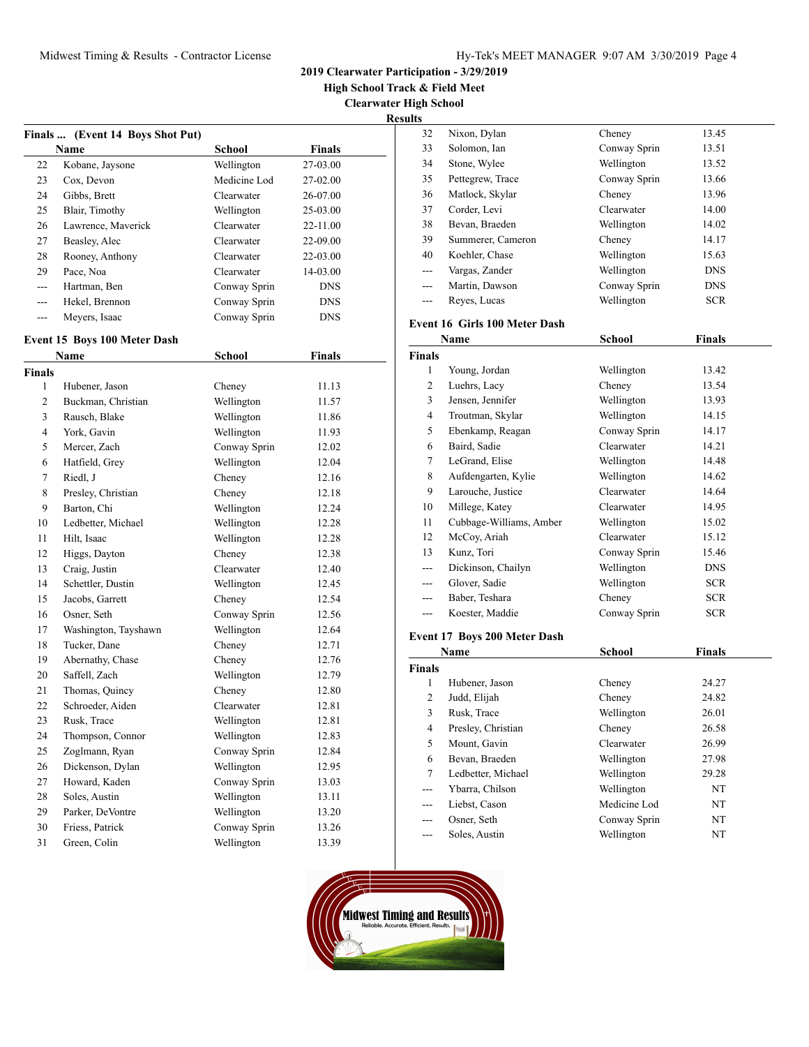## 2019 Clearwater Participation - 3/29/2019

## High School Track & Field Meet

## Clearwater High School

### Results

**Finals ... (Event 14 Boys Shot Put)**

| | Name | School | Finals |
|---|---|---|---|
| 22 | Kobane, Jaysone | Wellington | 27-03.00 |
| 23 | Cox, Devon | Medicine Lod | 27-02.00 |
| 24 | Gibbs, Brett | Clearwater | 26-07.00 |
| 25 | Blair, Timothy | Wellington | 25-03.00 |
| 26 | Lawrence, Maverick | Clearwater | 22-11.00 |
| 27 | Beasley, Alec | Clearwater | 22-09.00 |
| 28 | Rooney, Anthony | Clearwater | 22-03.00 |
| 29 | Pace, Noa | Clearwater | 14-03.00 |
| --- | Hartman, Ben | Conway Sprin | DNS |
| --- | Hekel, Brennon | Conway Sprin | DNS |
| --- | Meyers, Isaac | Conway Sprin | DNS |

**Event 15 Boys 100 Meter Dash**

| | Name | School | Finals |
|---|---|---|---|
| **Finals** | | | |
| 1 | Hubener, Jason | Cheney | 11.13 |
| 2 | Buckman, Christian | Wellington | 11.57 |
| 3 | Rausch, Blake | Wellington | 11.86 |
| 4 | York, Gavin | Wellington | 11.93 |
| 5 | Mercer, Zach | Conway Sprin | 12.02 |
| 6 | Hatfield, Grey | Wellington | 12.04 |
| 7 | Riedl, J | Cheney | 12.16 |
| 8 | Presley, Christian | Cheney | 12.18 |
| 9 | Barton, Chi | Wellington | 12.24 |
| 10 | Ledbetter, Michael | Wellington | 12.28 |
| 11 | Hilt, Isaac | Wellington | 12.28 |
| 12 | Higgs, Dayton | Cheney | 12.38 |
| 13 | Craig, Justin | Clearwater | 12.40 |
| 14 | Schettler, Dustin | Wellington | 12.45 |
| 15 | Jacobs, Garrett | Cheney | 12.54 |
| 16 | Osner, Seth | Conway Sprin | 12.56 |
| 17 | Washington, Tayshawn | Wellington | 12.64 |
| 18 | Tucker, Dane | Cheney | 12.71 |
| 19 | Abernathy, Chase | Cheney | 12.76 |
| 20 | Saffell, Zach | Wellington | 12.79 |
| 21 | Thomas, Quincy | Cheney | 12.80 |
| 22 | Schroeder, Aiden | Clearwater | 12.81 |
| 23 | Rusk, Trace | Wellington | 12.81 |
| 24 | Thompson, Connor | Wellington | 12.83 |
| 25 | Zoglmann, Ryan | Conway Sprin | 12.84 |
| 26 | Dickenson, Dylan | Wellington | 12.95 |
| 27 | Howard, Kaden | Conway Sprin | 13.03 |
| 28 | Soles, Austin | Wellington | 13.11 |
| 29 | Parker, DeVontre | Wellington | 13.20 |
| 30 | Friess, Patrick | Conway Sprin | 13.26 |
| 31 | Green, Colin | Wellington | 13.39 |
| 32 | Nixon, Dylan | Cheney | 13.45 |
| 33 | Solomon, Ian | Conway Sprin | 13.51 |
| 34 | Stone, Wylee | Wellington | 13.52 |
| 35 | Pettegrew, Trace | Conway Sprin | 13.66 |
| 36 | Matlock, Skylar | Cheney | 13.96 |
| 37 | Corder, Levi | Clearwater | 14.00 |
| 38 | Bevan, Braeden | Wellington | 14.02 |
| 39 | Summerer, Cameron | Cheney | 14.17 |
| 40 | Koehler, Chase | Wellington | 15.63 |
| --- | Vargas, Zander | Wellington | DNS |
| --- | Martin, Dawson | Conway Sprin | DNS |
| --- | Reyes, Lucas | Wellington | SCR |

**Event 16 Girls 100 Meter Dash**

| | Name | School | Finals |
|---|---|---|---|
| **Finals** | | | |
| 1 | Young, Jordan | Wellington | 13.42 |
| 2 | Luehrs, Lacy | Cheney | 13.54 |
| 3 | Jensen, Jennifer | Wellington | 13.93 |
| 4 | Troutman, Skylar | Wellington | 14.15 |
| 5 | Ebenkamp, Reagan | Conway Sprin | 14.17 |
| 6 | Baird, Sadie | Clearwater | 14.21 |
| 7 | LeGrand, Elise | Wellington | 14.48 |
| 8 | Aufdengarten, Kylie | Wellington | 14.62 |
| 9 | Larouche, Justice | Clearwater | 14.64 |
| 10 | Millege, Katey | Clearwater | 14.95 |
| 11 | Cubbage-Williams, Amber | Wellington | 15.02 |
| 12 | McCoy, Ariah | Clearwater | 15.12 |
| 13 | Kunz, Tori | Conway Sprin | 15.46 |
| --- | Dickinson, Chailyn | Wellington | DNS |
| --- | Glover, Sadie | Wellington | SCR |
| --- | Baber, Teshara | Cheney | SCR |
| --- | Koester, Maddie | Conway Sprin | SCR |

**Event 17 Boys 200 Meter Dash**

| | Name | School | Finals |
|---|---|---|---|
| **Finals** | | | |
| 1 | Hubener, Jason | Cheney | 24.27 |
| 2 | Judd, Elijah | Cheney | 24.82 |
| 3 | Rusk, Trace | Wellington | 26.01 |
| 4 | Presley, Christian | Cheney | 26.58 |
| 5 | Mount, Gavin | Clearwater | 26.99 |
| 6 | Bevan, Braeden | Wellington | 27.98 |
| 7 | Ledbetter, Michael | Wellington | 29.28 |
| --- | Ybarra, Chilson | Wellington | NT |
| --- | Liebst, Cason | Medicine Lod | NT |
| --- | Osner, Seth | Conway Sprin | NT |
| --- | Soles, Austin | Wellington | NT |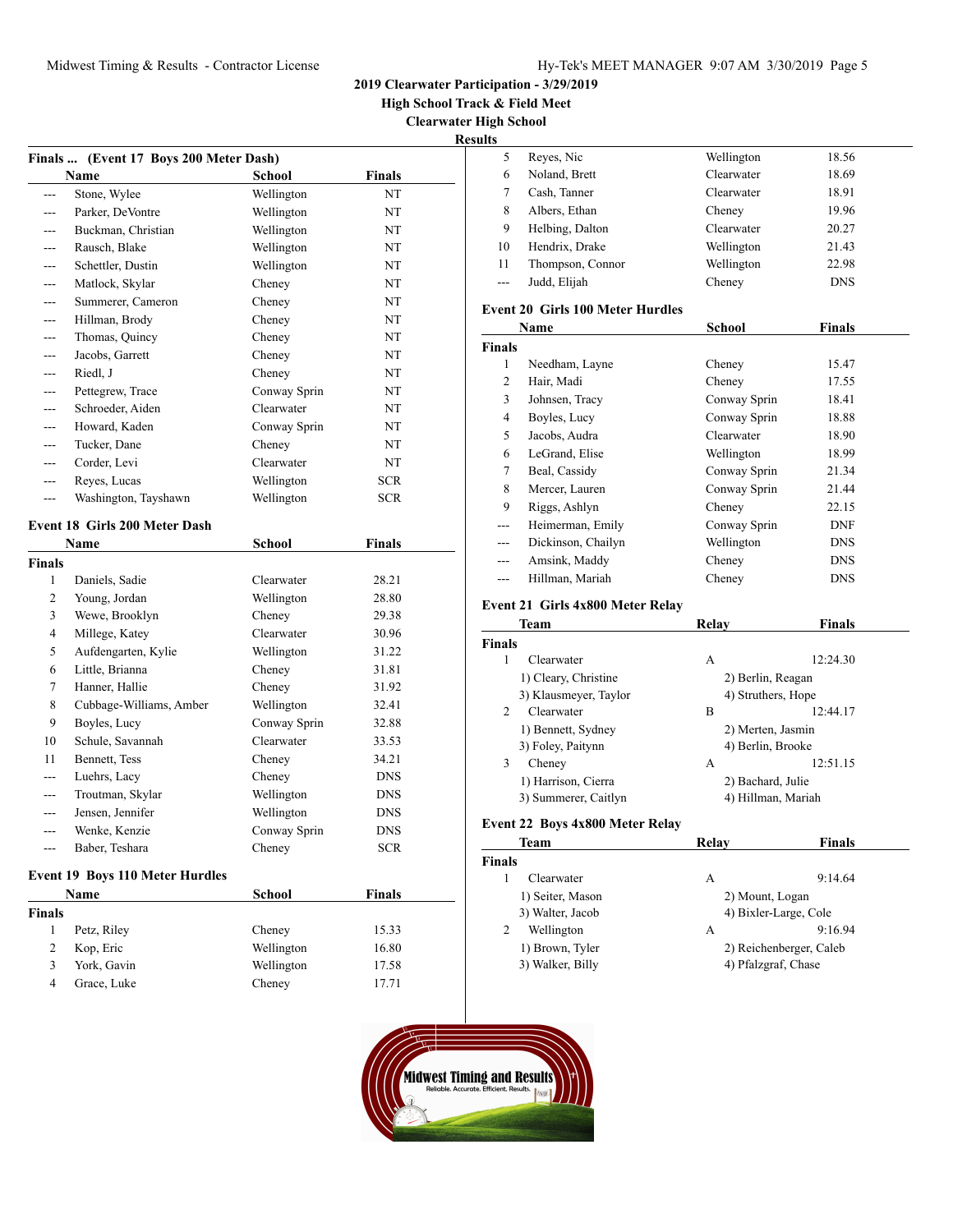## 2019 Clearwater Participation - 3/29/2019

### High School Track & Field Meet

### Clearwater High School

### Results

**Finals ... (Event 17 Boys 200 Meter Dash)**

| | Name | School | Finals |
|---|---|---|---|
| --- | Stone, Wylee | Wellington | NT |
| --- | Parker, DeVontre | Wellington | NT |
| --- | Buckman, Christian | Wellington | NT |
| --- | Rausch, Blake | Wellington | NT |
| --- | Schettler, Dustin | Wellington | NT |
| --- | Matlock, Skylar | Cheney | NT |
| --- | Summerer, Cameron | Cheney | NT |
| --- | Hillman, Brody | Cheney | NT |
| --- | Thomas, Quincy | Cheney | NT |
| --- | Jacobs, Garrett | Cheney | NT |
| --- | Riedl, J | Cheney | NT |
| --- | Pettegrew, Trace | Conway Sprin | NT |
| --- | Schroeder, Aiden | Clearwater | NT |
| --- | Howard, Kaden | Conway Sprin | NT |
| --- | Tucker, Dane | Cheney | NT |
| --- | Corder, Levi | Clearwater | NT |
| --- | Reyes, Lucas | Wellington | SCR |
| --- | Washington, Tayshawn | Wellington | SCR |

**Event 18 Girls 200 Meter Dash**

| | Name | School | Finals |
|---|---|---|---|
| **Finals** | | | |
| 1 | Daniels, Sadie | Clearwater | 28.21 |
| 2 | Young, Jordan | Wellington | 28.80 |
| 3 | Wewe, Brooklyn | Cheney | 29.38 |
| 4 | Millege, Katey | Clearwater | 30.96 |
| 5 | Aufdengarten, Kylie | Wellington | 31.22 |
| 6 | Little, Brianna | Cheney | 31.81 |
| 7 | Hanner, Hallie | Cheney | 31.92 |
| 8 | Cubbage-Williams, Amber | Wellington | 32.41 |
| 9 | Boyles, Lucy | Conway Sprin | 32.88 |
| 10 | Schule, Savannah | Clearwater | 33.53 |
| 11 | Bennett, Tess | Cheney | 34.21 |
| --- | Luehrs, Lacy | Cheney | DNS |
| --- | Troutman, Skylar | Wellington | DNS |
| --- | Jensen, Jennifer | Wellington | DNS |
| --- | Wenke, Kenzie | Conway Sprin | DNS |
| --- | Baber, Teshara | Cheney | SCR |

**Event 19 Boys 110 Meter Hurdles**

| | Name | School | Finals |
|---|---|---|---|
| **Finals** | | | |
| 1 | Petz, Riley | Cheney | 15.33 |
| 2 | Kop, Eric | Wellington | 16.80 |
| 3 | York, Gavin | Wellington | 17.58 |
| 4 | Grace, Luke | Cheney | 17.71 |
| 5 | Reyes, Nic | Wellington | 18.56 |
| 6 | Noland, Brett | Clearwater | 18.69 |
| 7 | Cash, Tanner | Clearwater | 18.91 |
| 8 | Albers, Ethan | Cheney | 19.96 |
| 9 | Helbing, Dalton | Clearwater | 20.27 |
| 10 | Hendrix, Drake | Wellington | 21.43 |
| 11 | Thompson, Connor | Wellington | 22.98 |
| --- | Judd, Elijah | Cheney | DNS |

**Event 20 Girls 100 Meter Hurdles**

| | Name | School | Finals |
|---|---|---|---|
| **Finals** | | | |
| 1 | Needham, Layne | Cheney | 15.47 |
| 2 | Hair, Madi | Cheney | 17.55 |
| 3 | Johnsen, Tracy | Conway Sprin | 18.41 |
| 4 | Boyles, Lucy | Conway Sprin | 18.88 |
| 5 | Jacobs, Audra | Clearwater | 18.90 |
| 6 | LeGrand, Elise | Wellington | 18.99 |
| 7 | Beal, Cassidy | Conway Sprin | 21.34 |
| 8 | Mercer, Lauren | Conway Sprin | 21.44 |
| 9 | Riggs, Ashlyn | Cheney | 22.15 |
| --- | Heimerman, Emily | Conway Sprin | DNF |
| --- | Dickinson, Chailyn | Wellington | DNS |
| --- | Amsink, Maddy | Cheney | DNS |
| --- | Hillman, Mariah | Cheney | DNS |

**Event 21 Girls 4x800 Meter Relay**

| | Team | Relay | Finals |
|---|---|---|---|
| **Finals** | | | |
| 1 | Clearwater | A | 12:24.30 |
| | 1) Cleary, Christine | 2) Berlin, Reagan | |
| | 3) Klausmeyer, Taylor | 4) Struthers, Hope | |
| 2 | Clearwater | B | 12:44.17 |
| | 1) Bennett, Sydney | 2) Merten, Jasmin | |
| | 3) Foley, Paityn | 4) Berlin, Brooke | |
| 3 | Cheney | A | 12:51.15 |
| | 1) Harrison, Cierra | 2) Bachard, Julie | |
| | 3) Summerer, Caitlyn | 4) Hillman, Mariah | |

**Event 22 Boys 4x800 Meter Relay**

| | Team | Relay | Finals |
|---|---|---|---|
| **Finals** | | | |
| 1 | Clearwater | A | 9:14.64 |
| | 1) Seiter, Mason | 2) Mount, Logan | |
| | 3) Walter, Jacob | 4) Bixler-Large, Cole | |
| 2 | Wellington | A | 9:16.94 |
| | 1) Brown, Tyler | 2) Reichenberger, Caleb | |
| | 3) Walker, Billy | 4) Pfalzgraf, Chase | |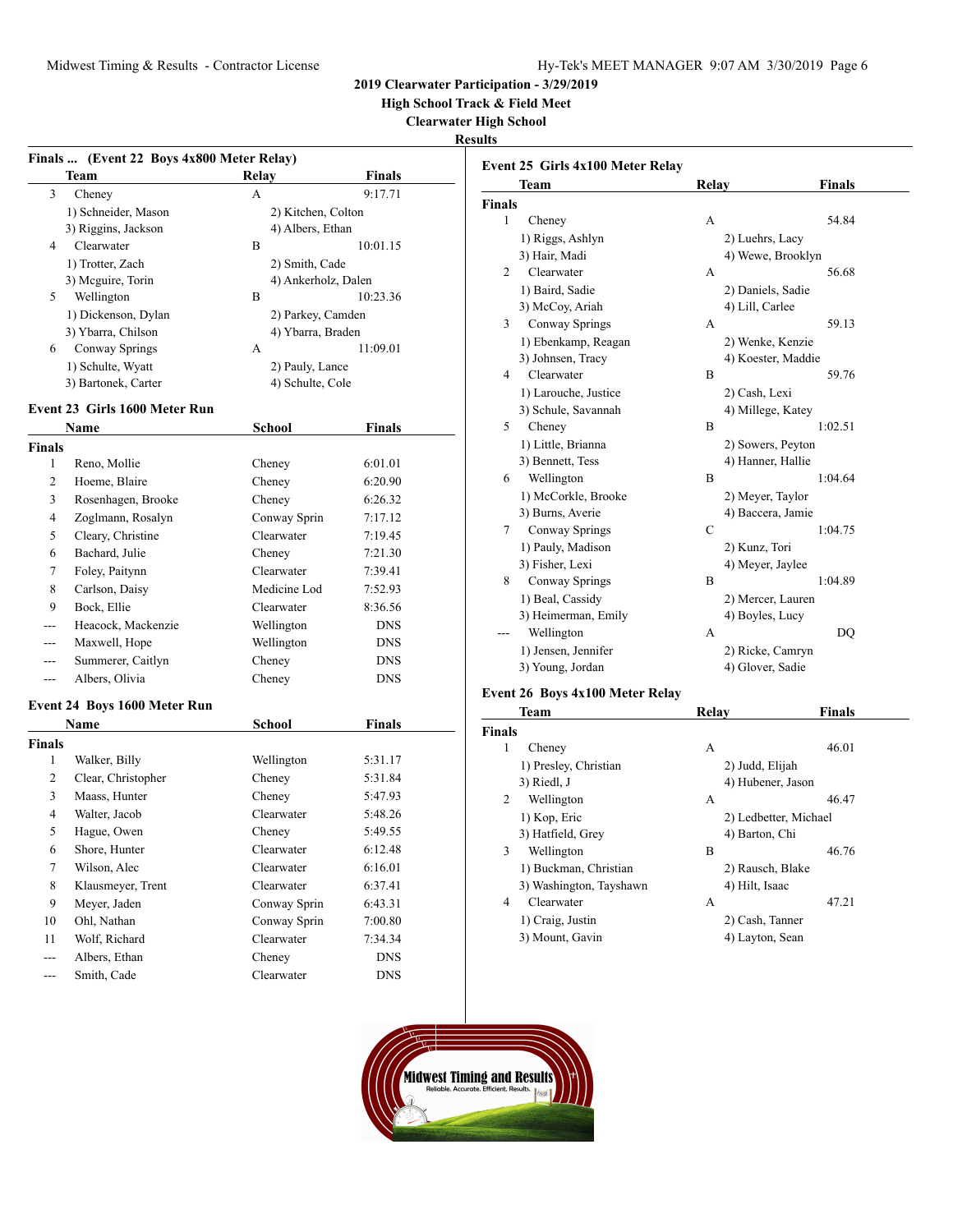# 2019 Clearwater Participation - 3/29/2019
## High School Track & Field Meet
## Clearwater High School
## Results

### Finals ... (Event 22 Boys 4x800 Meter Relay)

| | Team | Relay | Finals |
|---|---|---|---|
| 3 | Cheney | A | 9:17.71 |
| | 1) Schneider, Mason | 2) Kitchen, Colton | |
| | 3) Riggins, Jackson | 4) Albers, Ethan | |
| 4 | Clearwater | B | 10:01.15 |
| | 1) Trotter, Zach | 2) Smith, Cade | |
| | 3) Mcguire, Torin | 4) Ankerholz, Dalen | |
| 5 | Wellington | B | 10:23.36 |
| | 1) Dickenson, Dylan | 2) Parkey, Camden | |
| | 3) Ybarra, Chilson | 4) Ybarra, Braden | |
| 6 | Conway Springs | A | 11:09.01 |
| | 1) Schulte, Wyatt | 2) Pauly, Lance | |
| | 3) Bartonek, Carter | 4) Schulte, Cole | |

### Event 23 Girls 1600 Meter Run

**Finals**

| | Name | School | Finals |
|---|---|---|---|
| 1 | Reno, Mollie | Cheney | 6:01.01 |
| 2 | Hoeme, Blaire | Cheney | 6:20.90 |
| 3 | Rosenhagen, Brooke | Cheney | 6:26.32 |
| 4 | Zoglmann, Rosalyn | Conway Sprin | 7:17.12 |
| 5 | Cleary, Christine | Clearwater | 7:19.45 |
| 6 | Bachard, Julie | Cheney | 7:21.30 |
| 7 | Foley, Paitynn | Clearwater | 7:39.41 |
| 8 | Carlson, Daisy | Medicine Lod | 7:52.93 |
| 9 | Bock, Ellie | Clearwater | 8:36.56 |
| --- | Heacock, Mackenzie | Wellington | DNS |
| --- | Maxwell, Hope | Wellington | DNS |
| --- | Summerer, Caitlyn | Cheney | DNS |
| --- | Albers, Olivia | Cheney | DNS |

### Event 24 Boys 1600 Meter Run

**Finals**

| | Name | School | Finals |
|---|---|---|---|
| 1 | Walker, Billy | Wellington | 5:31.17 |
| 2 | Clear, Christopher | Cheney | 5:31.84 |
| 3 | Maass, Hunter | Cheney | 5:47.93 |
| 4 | Walter, Jacob | Clearwater | 5:48.26 |
| 5 | Hague, Owen | Cheney | 5:49.55 |
| 6 | Shore, Hunter | Clearwater | 6:12.48 |
| 7 | Wilson, Alec | Clearwater | 6:16.01 |
| 8 | Klausmeyer, Trent | Clearwater | 6:37.41 |
| 9 | Meyer, Jaden | Conway Sprin | 6:43.31 |
| 10 | Ohl, Nathan | Conway Sprin | 7:00.80 |
| 11 | Wolf, Richard | Clearwater | 7:34.34 |
| --- | Albers, Ethan | Cheney | DNS |
| --- | Smith, Cade | Clearwater | DNS |

### Event 25 Girls 4x100 Meter Relay

**Finals**

| | Team | Relay | Finals |
|---|---|---|---|
| 1 | Cheney | A | 54.84 |
| | 1) Riggs, Ashlyn | 2) Luehrs, Lacy | |
| | 3) Hair, Madi | 4) Wewe, Brooklyn | |
| 2 | Clearwater | A | 56.68 |
| | 1) Baird, Sadie | 2) Daniels, Sadie | |
| | 3) McCoy, Ariah | 4) Lill, Carlee | |
| 3 | Conway Springs | A | 59.13 |
| | 1) Ebenkamp, Reagan | 2) Wenke, Kenzie | |
| | 3) Johnsen, Tracy | 4) Koester, Maddie | |
| 4 | Clearwater | B | 59.76 |
| | 1) Larouche, Justice | 2) Cash, Lexi | |
| | 3) Schule, Savannah | 4) Millege, Katey | |
| 5 | Cheney | B | 1:02.51 |
| | 1) Little, Brianna | 2) Sowers, Peyton | |
| | 3) Bennett, Tess | 4) Hanner, Hallie | |
| 6 | Wellington | B | 1:04.64 |
| | 1) McCorkle, Brooke | 2) Meyer, Taylor | |
| | 3) Burns, Averie | 4) Baccera, Jamie | |
| 7 | Conway Springs | C | 1:04.75 |
| | 1) Pauly, Madison | 2) Kunz, Tori | |
| | 3) Fisher, Lexi | 4) Meyer, Jaylee | |
| 8 | Conway Springs | B | 1:04.89 |
| | 1) Beal, Cassidy | 2) Mercer, Lauren | |
| | 3) Heimerman, Emily | 4) Boyles, Lucy | |
| --- | Wellington | A | DQ |
| | 1) Jensen, Jennifer | 2) Ricke, Camryn | |
| | 3) Young, Jordan | 4) Glover, Sadie | |

### Event 26 Boys 4x100 Meter Relay

**Finals**

| | Team | Relay | Finals |
|---|---|---|---|
| 1 | Cheney | A | 46.01 |
| | 1) Presley, Christian | 2) Judd, Elijah | |
| | 3) Riedl, J | 4) Hubener, Jason | |
| 2 | Wellington | A | 46.47 |
| | 1) Kop, Eric | 2) Ledbetter, Michael | |
| | 3) Hatfield, Grey | 4) Barton, Chi | |
| 3 | Wellington | B | 46.76 |
| | 1) Buckman, Christian | 2) Rausch, Blake | |
| | 3) Washington, Tayshawn | 4) Hilt, Isaac | |
| 4 | Clearwater | A | 47.21 |
| | 1) Craig, Justin | 2) Cash, Tanner | |
| | 3) Mount, Gavin | 4) Layton, Sean | |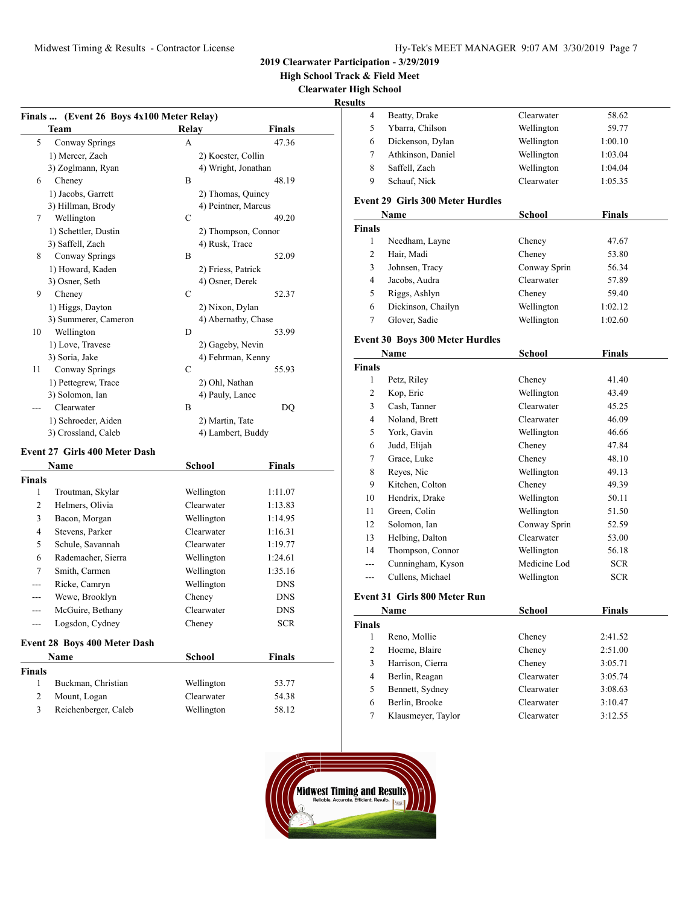2019 Clearwater Participation - 3/29/2019

High School Track & Field Meet

Clearwater High School

Results

**Finals ... (Event 26 Boys 4x100 Meter Relay)**

| | Team | Relay | Finals |
|---|---|---|---|
| 5 | Conway Springs | A | 47.36 |
| | 1) Mercer, Zach | 2) Koester, Collin | |
| | 3) Zoglmann, Ryan | 4) Wright, Jonathan | |
| 6 | Cheney | B | 48.19 |
| | 1) Jacobs, Garrett | 2) Thomas, Quincy | |
| | 3) Hillman, Brody | 4) Peintner, Marcus | |
| 7 | Wellington | C | 49.20 |
| | 1) Schettler, Dustin | 2) Thompson, Connor | |
| | 3) Saffell, Zach | 4) Rusk, Trace | |
| 8 | Conway Springs | B | 52.09 |
| | 1) Howard, Kaden | 2) Friess, Patrick | |
| | 3) Osner, Seth | 4) Osner, Derek | |
| 9 | Cheney | C | 52.37 |
| | 1) Higgs, Dayton | 2) Nixon, Dylan | |
| | 3) Summerer, Cameron | 4) Abernathy, Chase | |
| 10 | Wellington | D | 53.99 |
| | 1) Love, Travese | 2) Gageby, Nevin | |
| | 3) Soria, Jake | 4) Fehrman, Kenny | |
| 11 | Conway Springs | C | 55.93 |
| | 1) Pettegrew, Trace | 2) Ohl, Nathan | |
| | 3) Solomon, Ian | 4) Pauly, Lance | |
| --- | Clearwater | B | DQ |
| | 1) Schroeder, Aiden | 2) Martin, Tate | |
| | 3) Crossland, Caleb | 4) Lambert, Buddy | |

**Event 27 Girls 400 Meter Dash**

| | Name | School | Finals |
|---|---|---|---|
| **Finals** | | | |
| 1 | Troutman, Skylar | Wellington | 1:11.07 |
| 2 | Helmers, Olivia | Clearwater | 1:13.83 |
| 3 | Bacon, Morgan | Wellington | 1:14.95 |
| 4 | Stevens, Parker | Clearwater | 1:16.31 |
| 5 | Schule, Savannah | Clearwater | 1:19.77 |
| 6 | Rademacher, Sierra | Wellington | 1:24.61 |
| 7 | Smith, Carmen | Wellington | 1:35.16 |
| --- | Ricke, Camryn | Wellington | DNS |
| --- | Wewe, Brooklyn | Cheney | DNS |
| --- | McGuire, Bethany | Clearwater | DNS |
| --- | Logsdon, Cydney | Cheney | SCR |

**Event 28 Boys 400 Meter Dash**

| | Name | School | Finals |
|---|---|---|---|
| **Finals** | | | |
| 1 | Buckman, Christian | Wellington | 53.77 |
| 2 | Mount, Logan | Clearwater | 54.38 |
| 3 | Reichenberger, Caleb | Wellington | 58.12 |
| 4 | Beatty, Drake | Clearwater | 58.62 |
| 5 | Ybarra, Chilson | Wellington | 59.77 |
| 6 | Dickenson, Dylan | Wellington | 1:00.10 |
| 7 | Athkinson, Daniel | Wellington | 1:03.04 |
| 8 | Saffell, Zach | Wellington | 1:04.04 |
| 9 | Schauf, Nick | Clearwater | 1:05.35 |

**Event 29 Girls 300 Meter Hurdles**

| | Name | School | Finals |
|---|---|---|---|
| **Finals** | | | |
| 1 | Needham, Layne | Cheney | 47.67 |
| 2 | Hair, Madi | Cheney | 53.80 |
| 3 | Johnsen, Tracy | Conway Sprin | 56.34 |
| 4 | Jacobs, Audra | Clearwater | 57.89 |
| 5 | Riggs, Ashlyn | Cheney | 59.40 |
| 6 | Dickinson, Chailyn | Wellington | 1:02.12 |
| 7 | Glover, Sadie | Wellington | 1:02.60 |

**Event 30 Boys 300 Meter Hurdles**

| | Name | School | Finals |
|---|---|---|---|
| **Finals** | | | |
| 1 | Petz, Riley | Cheney | 41.40 |
| 2 | Kop, Eric | Wellington | 43.49 |
| 3 | Cash, Tanner | Clearwater | 45.25 |
| 4 | Noland, Brett | Clearwater | 46.09 |
| 5 | York, Gavin | Wellington | 46.66 |
| 6 | Judd, Elijah | Cheney | 47.84 |
| 7 | Grace, Luke | Cheney | 48.10 |
| 8 | Reyes, Nic | Wellington | 49.13 |
| 9 | Kitchen, Colton | Cheney | 49.39 |
| 10 | Hendrix, Drake | Wellington | 50.11 |
| 11 | Green, Colin | Wellington | 51.50 |
| 12 | Solomon, Ian | Conway Sprin | 52.59 |
| 13 | Helbing, Dalton | Clearwater | 53.00 |
| 14 | Thompson, Connor | Wellington | 56.18 |
| --- | Cunningham, Kyson | Medicine Lod | SCR |
| --- | Cullens, Michael | Wellington | SCR |

**Event 31 Girls 800 Meter Run**

| | Name | School | Finals |
|---|---|---|---|
| **Finals** | | | |
| 1 | Reno, Mollie | Cheney | 2:41.52 |
| 2 | Hoeme, Blaire | Cheney | 2:51.00 |
| 3 | Harrison, Cierra | Cheney | 3:05.71 |
| 4 | Berlin, Reagan | Clearwater | 3:05.74 |
| 5 | Bennett, Sydney | Clearwater | 3:08.63 |
| 6 | Berlin, Brooke | Clearwater | 3:10.47 |
| 7 | Klausmeyer, Taylor | Clearwater | 3:12.55 |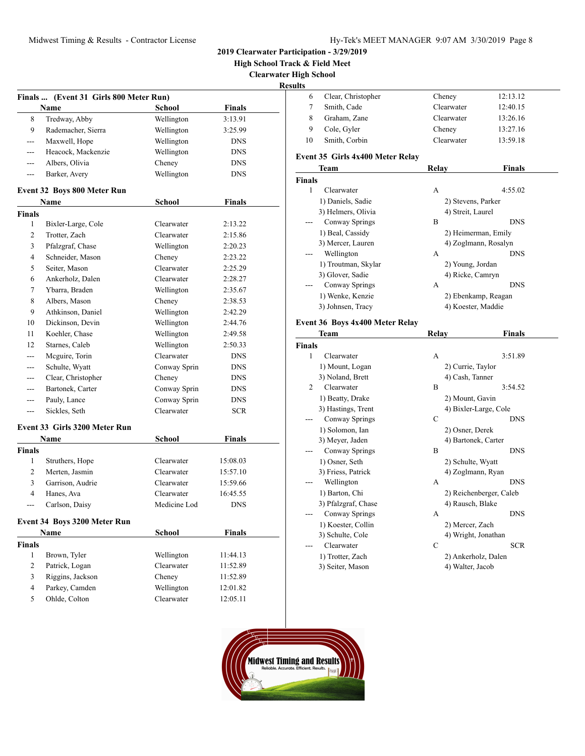2019 Clearwater Participation - 3/29/2019

High School Track & Field Meet

Clearwater High School

Results

### Finals ... (Event 31 Girls 800 Meter Run)

| | Name | School | Finals |
|---|---|---|---|
| 8 | Tredway, Abby | Wellington | 3:13.91 |
| 9 | Rademacher, Sierra | Wellington | 3:25.99 |
| --- | Maxwell, Hope | Wellington | DNS |
| --- | Heacock, Mackenzie | Wellington | DNS |
| --- | Albers, Olivia | Cheney | DNS |
| --- | Barker, Avery | Wellington | DNS |

### Event 32 Boys 800 Meter Run

| | Name | School | Finals |
|---|---|---|---|
| **Finals** | | | |
| 1 | Bixler-Large, Cole | Clearwater | 2:13.22 |
| 2 | Trotter, Zach | Clearwater | 2:15.86 |
| 3 | Pfalzgraf, Chase | Wellington | 2:20.23 |
| 4 | Schneider, Mason | Cheney | 2:23.22 |
| 5 | Seiter, Mason | Clearwater | 2:25.29 |
| 6 | Ankerholz, Dalen | Clearwater | 2:28.27 |
| 7 | Ybarra, Braden | Wellington | 2:35.67 |
| 8 | Albers, Mason | Cheney | 2:38.53 |
| 9 | Athkinson, Daniel | Wellington | 2:42.29 |
| 10 | Dickinson, Devin | Wellington | 2:44.76 |
| 11 | Koehler, Chase | Wellington | 2:49.58 |
| 12 | Starnes, Caleb | Wellington | 2:50.33 |
| --- | Mcguire, Torin | Clearwater | DNS |
| --- | Schulte, Wyatt | Conway Sprin | DNS |
| --- | Clear, Christopher | Cheney | DNS |
| --- | Bartonek, Carter | Conway Sprin | DNS |
| --- | Pauly, Lance | Conway Sprin | DNS |
| --- | Sickles, Seth | Clearwater | SCR |

### Event 33 Girls 3200 Meter Run

| | Name | School | Finals |
|---|---|---|---|
| **Finals** | | | |
| 1 | Struthers, Hope | Clearwater | 15:08.03 |
| 2 | Merten, Jasmin | Clearwater | 15:57.10 |
| 3 | Garrison, Audrie | Clearwater | 15:59.66 |
| 4 | Hanes, Ava | Clearwater | 16:45.55 |
| --- | Carlson, Daisy | Medicine Lod | DNS |

### Event 34 Boys 3200 Meter Run

| | Name | School | Finals |
|---|---|---|---|
| **Finals** | | | |
| 1 | Brown, Tyler | Wellington | 11:44.13 |
| 2 | Patrick, Logan | Clearwater | 11:52.89 |
| 3 | Riggins, Jackson | Cheney | 11:52.89 |
| 4 | Parkey, Camden | Wellington | 12:01.82 |
| 5 | Ohlde, Colton | Clearwater | 12:05.11 |
| 6 | Clear, Christopher | Cheney | 12:13.12 |
| 7 | Smith, Cade | Clearwater | 12:40.15 |
| 8 | Graham, Zane | Clearwater | 13:26.16 |
| 9 | Cole, Gyler | Cheney | 13:27.16 |
| 10 | Smith, Corbin | Clearwater | 13:59.18 |

### Event 35 Girls 4x400 Meter Relay

| | Team | Relay | Finals |
|---|---|---|---|
| **Finals** | | | |
| 1 | Clearwater | A | 4:55.02 |
| | 1) Daniels, Sadie | 2) Stevens, Parker | |
| | 3) Helmers, Olivia | 4) Streit, Laurel | |
| --- | Conway Springs | B | DNS |
| | 1) Beal, Cassidy | 2) Heimerman, Emily | |
| | 3) Mercer, Lauren | 4) Zoglmann, Rosalyn | |
| --- | Wellington | A | DNS |
| | 1) Troutman, Skylar | 2) Young, Jordan | |
| | 3) Glover, Sadie | 4) Ricke, Camryn | |
| --- | Conway Springs | A | DNS |
| | 1) Wenke, Kenzie | 2) Ebenkamp, Reagan | |
| | 3) Johnsen, Tracy | 4) Koester, Maddie | |

### Event 36 Boys 4x400 Meter Relay

| | Team | Relay | Finals |
|---|---|---|---|
| **Finals** | | | |
| 1 | Clearwater | A | 3:51.89 |
| | 1) Mount, Logan | 2) Currie, Taylor | |
| | 3) Noland, Brett | 4) Cash, Tanner | |
| 2 | Clearwater | B | 3:54.52 |
| | 1) Beatty, Drake | 2) Mount, Gavin | |
| | 3) Hastings, Trent | 4) Bixler-Large, Cole | |
| --- | Conway Springs | C | DNS |
| | 1) Solomon, Ian | 2) Osner, Derek | |
| | 3) Meyer, Jaden | 4) Bartonek, Carter | |
| --- | Conway Springs | B | DNS |
| | 1) Osner, Seth | 2) Schulte, Wyatt | |
| | 3) Friess, Patrick | 4) Zoglmann, Ryan | |
| --- | Wellington | A | DNS |
| | 1) Barton, Chi | 2) Reichenberger, Caleb | |
| | 3) Pfalzgraf, Chase | 4) Rausch, Blake | |
| --- | Conway Springs | A | DNS |
| | 1) Koester, Collin | 2) Mercer, Zach | |
| | 3) Schulte, Cole | 4) Wright, Jonathan | |
| --- | Clearwater | C | SCR |
| | 1) Trotter, Zach | 2) Ankerholz, Dalen | |
| | 3) Seiter, Mason | 4) Walter, Jacob | |

Midwest Timing and Results

Reliable. Accurate. Efficient. Results.